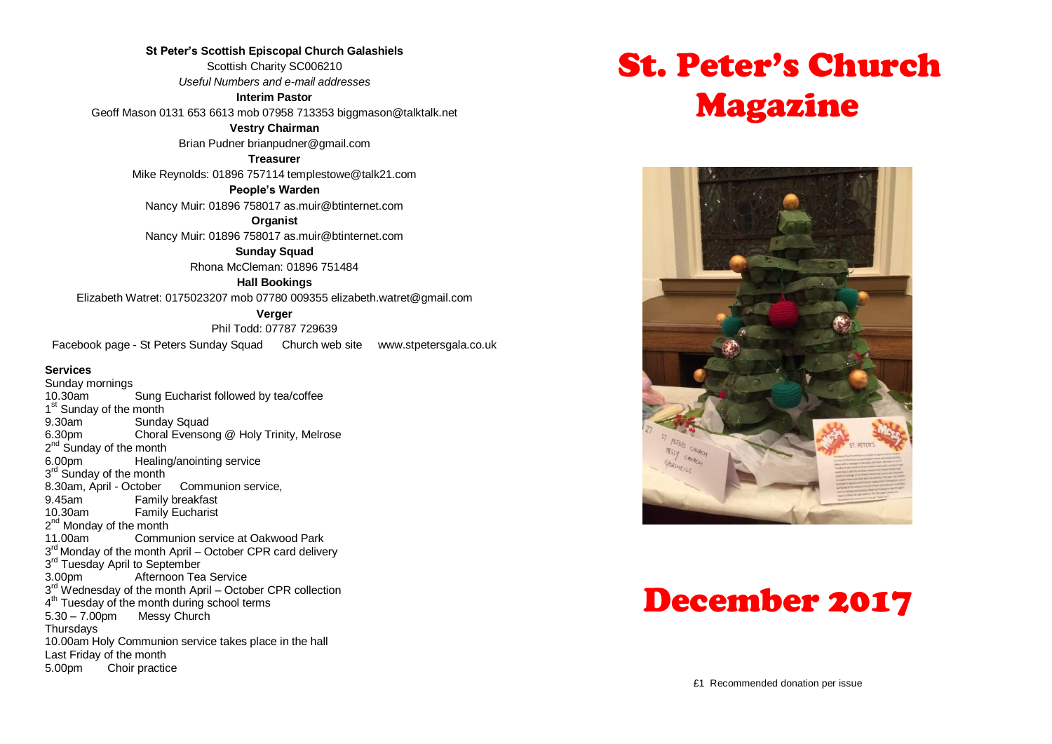**St Peter's Scottish Episcopal Church Galashiels**

Scottish Charity SC006210

*Useful Numbers and e-mail addresses*

**Interim Pastor**

Geoff Mason 0131 653 6613 mob 07958 713353 biggmason@talktalk.net

**Vestry Chairman**

Brian Pudner brianpudner@gmail.com

**Treasurer**

Mike Reynolds: 01896 757114 templestowe@talk21.com

**People's Warden**

Nancy Muir: 01896 758017 as.muir@btinternet.com

**Organist**

Nancy Muir: 01896 758017 as.muir@btinternet.com

**Sunday Squad**

Rhona McCleman: 01896 751484

**Hall Bookings**

Elizabeth Watret: 0175023207 mob 07780 009355 elizabeth.watret@gmail.com

**Verger**

Phil Todd: 07787 729639

Facebook page - St Peters Sunday Squad     Church web site     www.stpetersgala.co.uk

**Services**

Sunday mornings
10.30am Sung Eucharist followed by tea/coffee

1st Sunday of the month
9.30am Sunday Squad
6.30pm Choral Evensong @ Holy Trinity, Melrose

2nd Sunday of the month
6.00pm Healing/anointing service

3rd Sunday of the month
8.30am, April - October Communion service,
9.45am Family breakfast
10.30am Family Eucharist

2nd Monday of the month
11.00am Communion service at Oakwood Park

3rd Monday of the month April – October CPR card delivery

3rd Tuesday April to September
3.00pm Afternoon Tea Service

3rd Wednesday of the month April – October CPR collection

4th Tuesday of the month during school terms
5.30 – 7.00pm Messy Church

Thursdays
10.00am Holy Communion service takes place in the hall

Last Friday of the month
5.00pm Choir practice

# St. Peter's Church Magazine

# December 2017

£1 Recommended donation per issue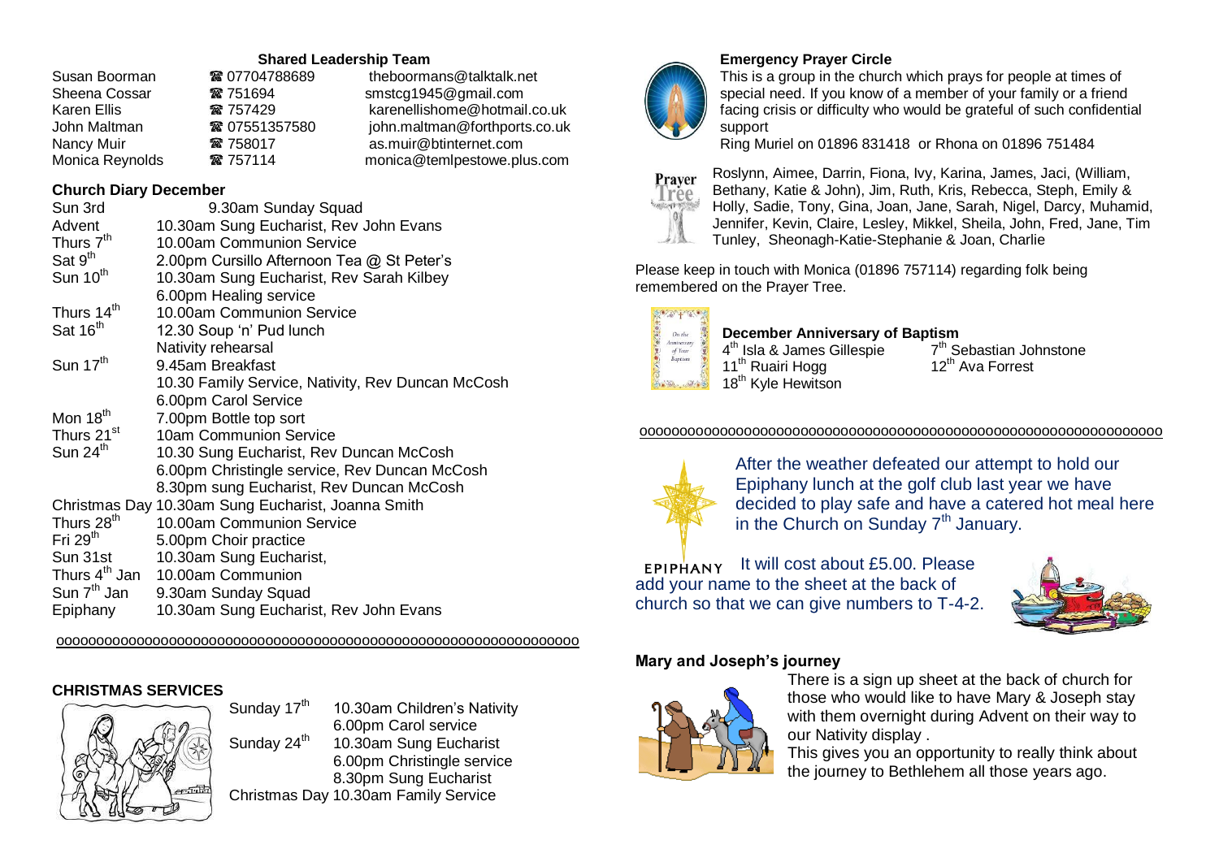## Shared Leadership Team

| | | |
|---|---|---|
| Susan Boorman | ☎ 07704788689 | theboormans@talktalk.net |
| Sheena Cossar | ☎ 751694 | smstcg1945@gmail.com |
| Karen Ellis | ☎ 757429 | karenellishome@hotmail.co.uk |
| John Maltman | ☎ 07551357580 | john.maltman@forthports.co.uk |
| Nancy Muir | ☎ 758017 | as.muir@btinternet.com |
| Monica Reynolds | ☎ 757114 | monica@temlpestowe.plus.com |

## Church Diary December

| | |
|---|---|
| Sun 3rd | 9.30am Sunday Squad |
| Advent | 10.30am Sung Eucharist, Rev John Evans |
| Thurs 7th | 10.00am Communion Service |
| Sat 9th | 2.00pm Cursillo Afternoon Tea @ St Peter's |
| Sun 10th | 10.30am Sung Eucharist, Rev Sarah Kilbey |
| | 6.00pm Healing service |
| Thurs 14th | 10.00am Communion Service |
| Sat 16th | 12.30 Soup 'n' Pud lunch |
| | Nativity rehearsal |
| Sun 17th | 9.45am Breakfast |
| | 10.30 Family Service, Nativity, Rev Duncan McCosh |
| | 6.00pm Carol Service |
| Mon 18th | 7.00pm Bottle top sort |
| Thurs 21st | 10am Communion Service |
| Sun 24th | 10.30 Sung Eucharist, Rev Duncan McCosh |
| | 6.00pm Christingle service, Rev Duncan McCosh |
| | 8.30pm sung Eucharist, Rev Duncan McCosh |
| Christmas Day | 10.30am Sung Eucharist, Joanna Smith |
| Thurs 28th | 10.00am Communion Service |
| Fri 29th | 5.00pm Choir practice |
| Sun 31st | 10.30am Sung Eucharist, |
| Thurs 4th Jan | 10.00am Communion |
| Sun 7th Jan | 9.30am Sunday Squad |
| Epiphany | 10.30am Sung Eucharist, Rev John Evans |

oooooooooooooooooooooooooooooooooooooooooooooooooooooooooooooo

## CHRISTMAS SERVICES

Sunday 17th 10.30am Children's Nativity
6.00pm Carol service

Sunday 24th 10.30am Sung Eucharist
6.00pm Christingle service
8.30pm Sung Eucharist

Christmas Day 10.30am Family Service

## Emergency Prayer Circle

This is a group in the church which prays for people at times of special need. If you know of a member of your family or a friend facing crisis or difficulty who would be grateful of such confidential support

Ring Muriel on 01896 831418 or Rhona on 01896 751484

Roslynn, Aimee, Darrin, Fiona, Ivy, Karina, James, Jaci, (William, Bethany, Katie & John), Jim, Ruth, Kris, Rebecca, Steph, Emily & Holly, Sadie, Tony, Gina, Joan, Jane, Sarah, Nigel, Darcy, Muhamid, Jennifer, Kevin, Claire, Lesley, Mikkel, Sheila, John, Fred, Jane, Tim Tunley, Sheonagh-Katie-Stephanie & Joan, Charlie

Please keep in touch with Monica (01896 757114) regarding folk being remembered on the Prayer Tree.

## December Anniversary of Baptism

4th Isla & James Gillespie
7th Sebastian Johnstone
11th Ruairi Hogg
12th Ava Forrest
18th Kyle Hewitson

oooooooooooooooooooooooooooooooooooooooooooooooooooooooooooooo

After the weather defeated our attempt to hold our Epiphany lunch at the golf club last year we have decided to play safe and have a catered hot meal here in the Church on Sunday 7th January.

EPIPHANY It will cost about £5.00. Please add your name to the sheet at the back of church so that we can give numbers to T-4-2.

## Mary and Joseph's journey

There is a sign up sheet at the back of church for those who would like to have Mary & Joseph stay with them overnight during Advent on their way to our Nativity display .

This gives you an opportunity to really think about the journey to Bethlehem all those years ago.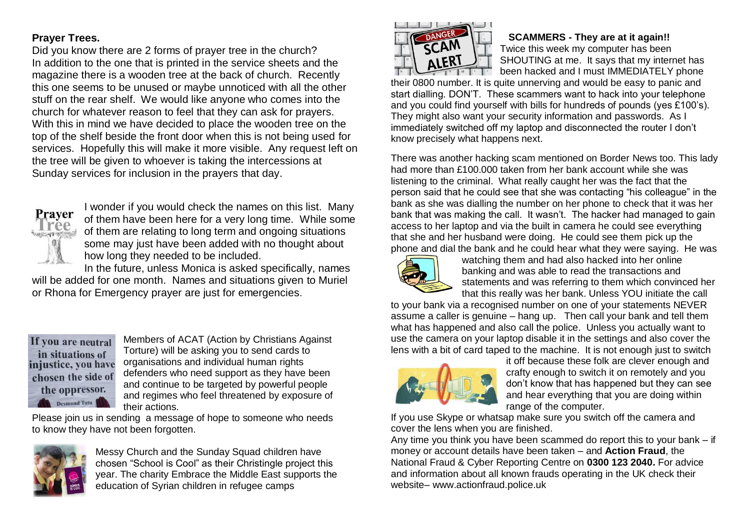## Prayer Trees.

Did you know there are 2 forms of prayer tree in the church? In addition to the one that is printed in the service sheets and the magazine there is a wooden tree at the back of church. Recently this one seems to be unused or maybe unnoticed with all the other stuff on the rear shelf. We would like anyone who comes into the church for whatever reason to feel that they can ask for prayers. With this in mind we have decided to place the wooden tree on the top of the shelf beside the front door when this is not being used for services. Hopefully this will make it more visible. Any request left on the tree will be given to whoever is taking the intercessions at Sunday services for inclusion in the prayers that day.

I wonder if you would check the names on this list. Many of them have been here for a very long time. While some of them are relating to long term and ongoing situations some may just have been added with no thought about how long they needed to be included.

In the future, unless Monica is asked specifically, names will be added for one month. Names and situations given to Muriel or Rhona for Emergency prayer are just for emergencies.

**If you are neutral in situations of injustice, you have chosen the side of the oppressor.**
Desmond Tutu

Members of ACAT (Action by Christians Against Torture) will be asking you to send cards to organisations and individual human rights defenders who need support as they have been and continue to be targeted by powerful people and regimes who feel threatened by exposure of their actions.

Please join us in sending a message of hope to someone who needs to know they have not been forgotten.

Messy Church and the Sunday Squad children have chosen "School is Cool" as their Christingle project this year. The charity Embrace the Middle East supports the education of Syrian children in refugee camps

## SCAMMERS - They are at it again!!

Twice this week my computer has been SHOUTING at me. It says that my internet has been hacked and I must IMMEDIATELY phone their 0800 number. It is quite unnerving and would be easy to panic and start dialling. DON'T. These scammers want to hack into your telephone and you could find yourself with bills for hundreds of pounds (yes £100's). They might also want your security information and passwords. As I immediately switched off my laptop and disconnected the router I don't know precisely what happens next.

There was another hacking scam mentioned on Border News too. This lady had more than £100.000 taken from her bank account while she was listening to the criminal. What really caught her was the fact that the person said that he could see that she was contacting "his colleague" in the bank as she was dialling the number on her phone to check that it was her bank that was making the call. It wasn't. The hacker had managed to gain access to her laptop and via the built in camera he could see everything that she and her husband were doing. He could see them pick up the phone and dial the bank and he could hear what they were saying. He was watching them and had also hacked into her online banking and was able to read the transactions and statements and was referring to them which convinced her that this really was her bank. Unless YOU initiate the call to your bank via a recognised number on one of your statements NEVER assume a caller is genuine – hang up. Then call your bank and tell them what has happened and also call the police. Unless you actually want to use the camera on your laptop disable it in the settings and also cover the lens with a bit of card taped to the machine. It is not enough just to switch it off because these folk are clever enough and crafty enough to switch it on remotely and you don't know that has happened but they can see and hear everything that you are doing within range of the computer.

If you use Skype or whatsap make sure you switch off the camera and cover the lens when you are finished.

Any time you think you have been scammed do report this to your bank – if money or account details have been taken – and **Action Fraud**, the National Fraud & Cyber Reporting Centre on **0300 123 2040.** For advice and information about all known frauds operating in the UK check their website– www.actionfraud.police.uk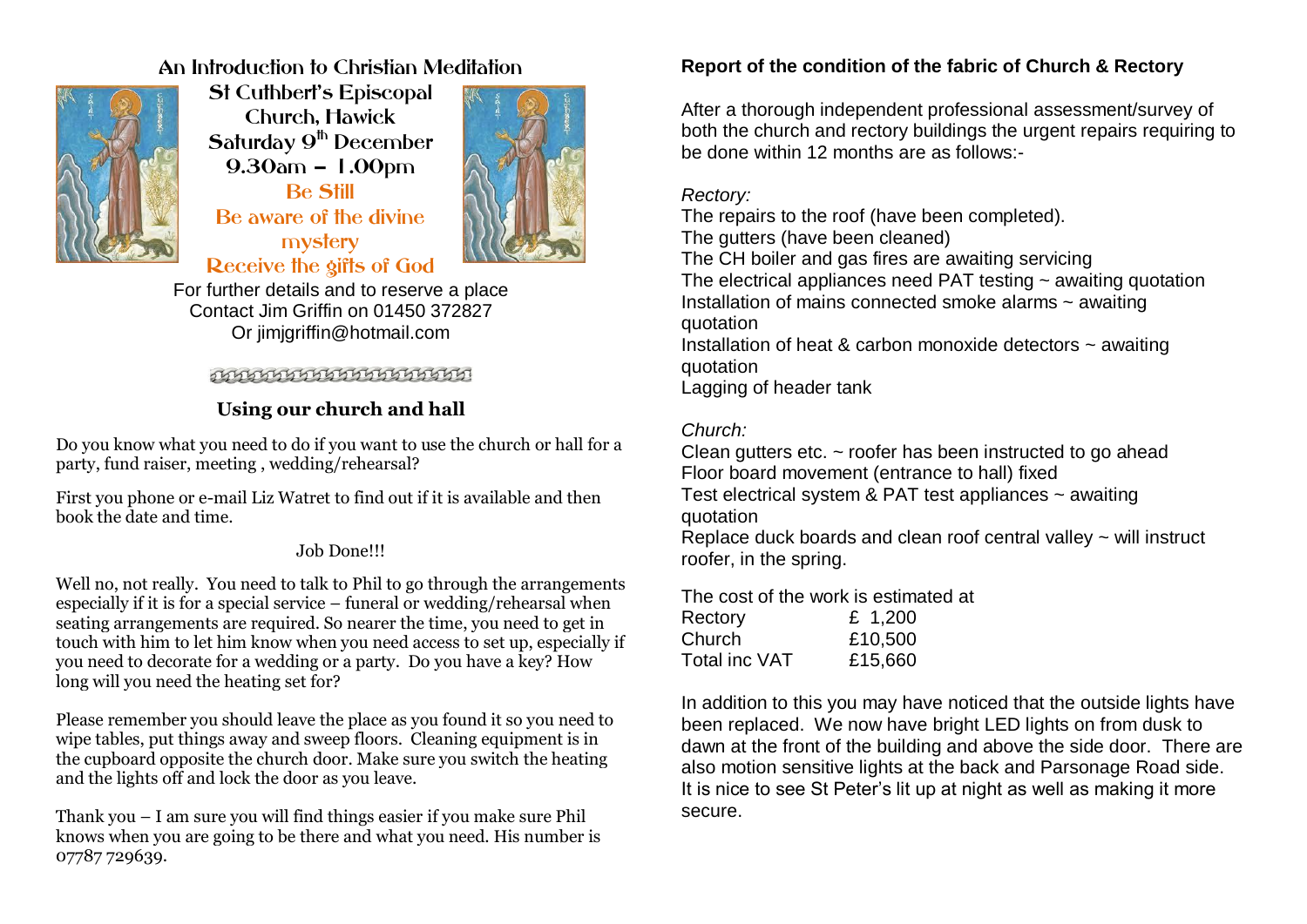## An Introduction to Christian Meditation

**St Cuthbert's Episcopal Church, Hawick**
**Saturday 9th December**
**9.30am – 1.00pm**

Be Still
Be aware of the divine mystery
Receive the gifts of God

For further details and to reserve a place
Contact Jim Griffin on 01450 372827
Or jimjgriffin@hotmail.com

### Using our church and hall

Do you know what you need to do if you want to use the church or hall for a party, fund raiser, meeting , wedding/rehearsal?

First you phone or e-mail Liz Watret to find out if it is available and then book the date and time.

Job Done!!!

Well no, not really. You need to talk to Phil to go through the arrangements especially if it is for a special service – funeral or wedding/rehearsal when seating arrangements are required. So nearer the time, you need to get in touch with him to let him know when you need access to set up, especially if you need to decorate for a wedding or a party. Do you have a key? How long will you need the heating set for?

Please remember you should leave the place as you found it so you need to wipe tables, put things away and sweep floors. Cleaning equipment is in the cupboard opposite the church door. Make sure you switch the heating and the lights off and lock the door as you leave.

Thank you – I am sure you will find things easier if you make sure Phil knows when you are going to be there and what you need. His number is 07787 729639.

### Report of the condition of the fabric of Church & Rectory

After a thorough independent professional assessment/survey of both the church and rectory buildings the urgent repairs requiring to be done within 12 months are as follows:-

*Rectory:*
The repairs to the roof (have been completed).
The gutters (have been cleaned)
The CH boiler and gas fires are awaiting servicing
The electrical appliances need PAT testing ~ awaiting quotation
Installation of mains connected smoke alarms ~ awaiting quotation
Installation of heat & carbon monoxide detectors ~ awaiting quotation
Lagging of header tank

*Church:*
Clean gutters etc. ~ roofer has been instructed to go ahead
Floor board movement (entrance to hall) fixed
Test electrical system & PAT test appliances ~ awaiting quotation
Replace duck boards and clean roof central valley ~ will instruct roofer, in the spring.

The cost of the work is estimated at

| | |
|---|---|
| Rectory | £ 1,200 |
| Church | £10,500 |
| Total inc VAT | £15,660 |

In addition to this you may have noticed that the outside lights have been replaced. We now have bright LED lights on from dusk to dawn at the front of the building and above the side door. There are also motion sensitive lights at the back and Parsonage Road side. It is nice to see St Peter's lit up at night as well as making it more secure.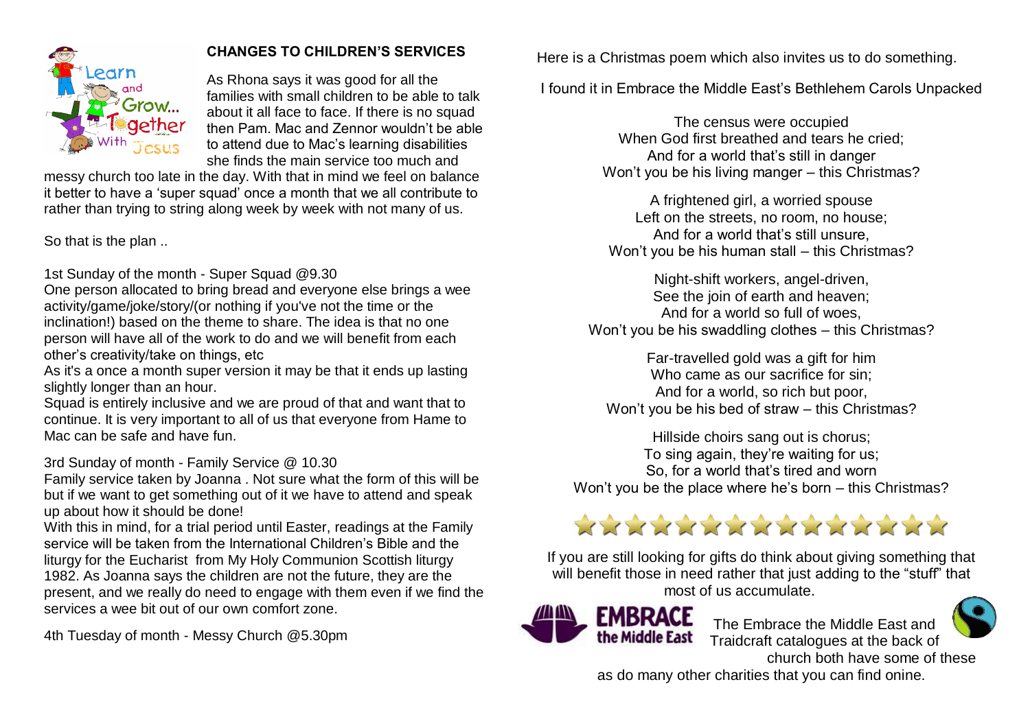## CHANGES TO CHILDREN'S SERVICES

As Rhona says it was good for all the families with small children to be able to talk about it all face to face. If there is no squad then Pam. Mac and Zennor wouldn't be able to attend due to Mac's learning disabilities she finds the main service too much and messy church too late in the day. With that in mind we feel on balance it better to have a 'super squad' once a month that we all contribute to rather than trying to string along week by week with not many of us.

So that is the plan ..

1st Sunday of the month - Super Squad @9.30
One person allocated to bring bread and everyone else brings a wee activity/game/joke/story/(or nothing if you've not the time or the inclination!) based on the theme to share. The idea is that no one person will have all of the work to do and we will benefit from each other's creativity/take on things, etc
As it's a once a month super version it may be that it ends up lasting slightly longer than an hour.
Squad is entirely inclusive and we are proud of that and want that to continue. It is very important to all of us that everyone from Hame to Mac can be safe and have fun.

3rd Sunday of month - Family Service @ 10.30
Family service taken by Joanna . Not sure what the form of this will be but if we want to get something out of it we have to attend and speak up about how it should be done!
With this in mind, for a trial period until Easter, readings at the Family service will be taken from the International Children's Bible and the liturgy for the Eucharist from My Holy Communion Scottish liturgy 1982. As Joanna says the children are not the future, they are the present, and we really do need to engage with them even if we find the services a wee bit out of our own comfort zone.

4th Tuesday of month - Messy Church @5.30pm

Here is a Christmas poem which also invites us to do something.

I found it in Embrace the Middle East's Bethlehem Carols Unpacked

The census were occupied
When God first breathed and tears he cried;
And for a world that's still in danger
Won't you be his living manger – this Christmas?

A frightened girl, a worried spouse
Left on the streets, no room, no house;
And for a world that's still unsure,
Won't you be his human stall – this Christmas?

Night-shift workers, angel-driven,
See the join of earth and heaven;
And for a world so full of woes,
Won't you be his swaddling clothes – this Christmas?

Far-travelled gold was a gift for him
Who came as our sacrifice for sin;
And for a world, so rich but poor,
Won't you be his bed of straw – this Christmas?

Hillside choirs sang out is chorus;
To sing again, they're waiting for us;
So, for a world that's tired and worn
Won't you be the place where he's born – this Christmas?

★★★★★★★★★★★★★★★

If you are still looking for gifts do think about giving something that will benefit those in need rather that just adding to the "stuff" that most of us accumulate.

The Embrace the Middle East and Traidcraft catalogues at the back of church both have some of these as do many other charities that you can find onine.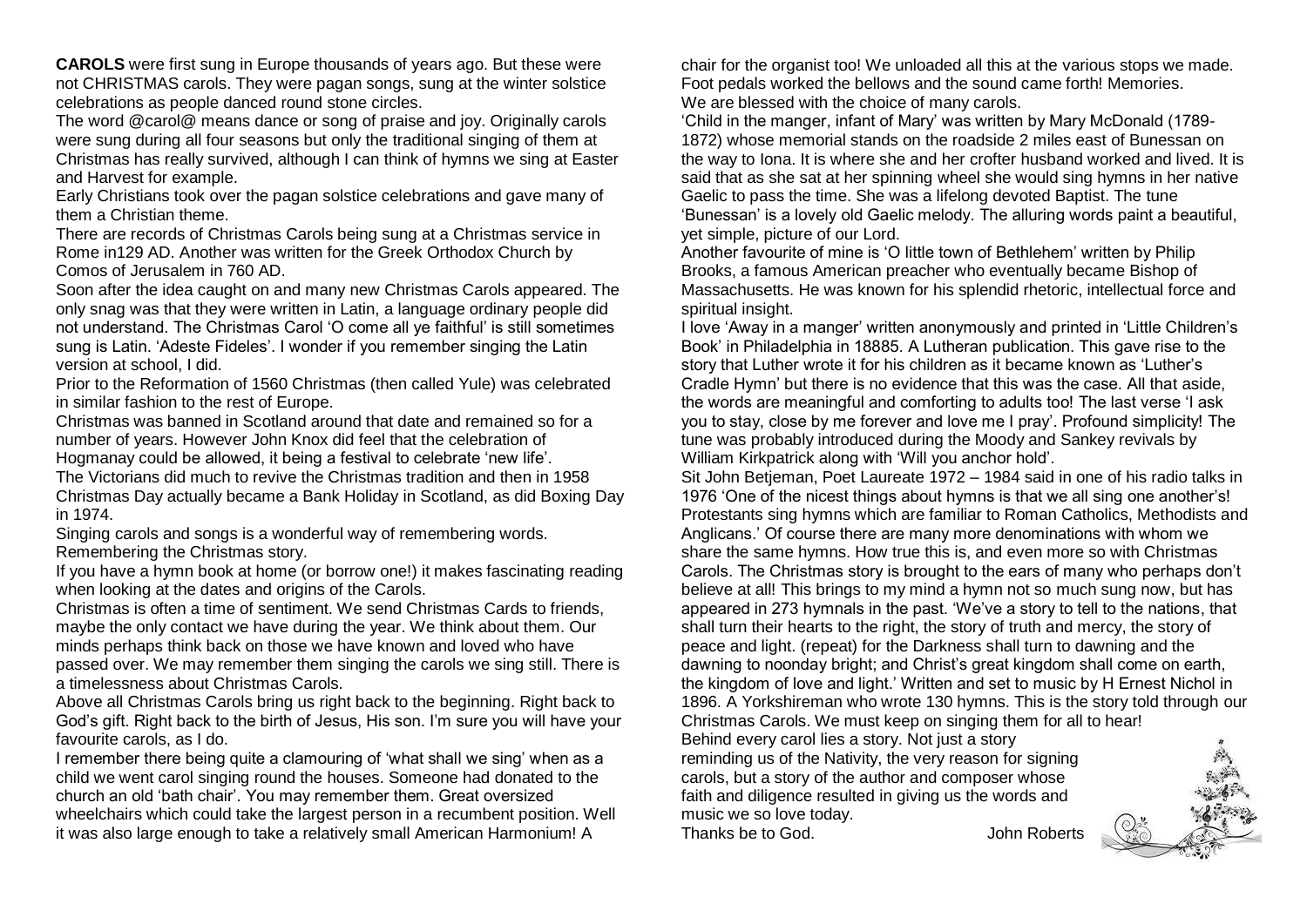**CAROLS** were first sung in Europe thousands of years ago. But these were not CHRISTMAS carols. They were pagan songs, sung at the winter solstice celebrations as people danced round stone circles.

The word @carol@ means dance or song of praise and joy. Originally carols were sung during all four seasons but only the traditional singing of them at Christmas has really survived, although I can think of hymns we sing at Easter and Harvest for example.

Early Christians took over the pagan solstice celebrations and gave many of them a Christian theme.

There are records of Christmas Carols being sung at a Christmas service in Rome in129 AD. Another was written for the Greek Orthodox Church by Comos of Jerusalem in 760 AD.

Soon after the idea caught on and many new Christmas Carols appeared. The only snag was that they were written in Latin, a language ordinary people did not understand. The Christmas Carol 'O come all ye faithful' is still sometimes sung is Latin. 'Adeste Fideles'. I wonder if you remember singing the Latin version at school, I did.

Prior to the Reformation of 1560 Christmas (then called Yule) was celebrated in similar fashion to the rest of Europe.

Christmas was banned in Scotland around that date and remained so for a number of years. However John Knox did feel that the celebration of Hogmanay could be allowed, it being a festival to celebrate 'new life'.

The Victorians did much to revive the Christmas tradition and then in 1958 Christmas Day actually became a Bank Holiday in Scotland, as did Boxing Day in 1974.

Singing carols and songs is a wonderful way of remembering words. Remembering the Christmas story.

If you have a hymn book at home (or borrow one!) it makes fascinating reading when looking at the dates and origins of the Carols.

Christmas is often a time of sentiment. We send Christmas Cards to friends, maybe the only contact we have during the year. We think about them. Our minds perhaps think back on those we have known and loved who have passed over. We may remember them singing the carols we sing still. There is a timelessness about Christmas Carols.

Above all Christmas Carols bring us right back to the beginning. Right back to God's gift. Right back to the birth of Jesus, His son. I'm sure you will have your favourite carols, as I do.

I remember there being quite a clamouring of 'what shall we sing' when as a child we went carol singing round the houses. Someone had donated to the church an old 'bath chair'. You may remember them. Great oversized wheelchairs which could take the largest person in a recumbent position. Well it was also large enough to take a relatively small American Harmonium! A chair for the organist too! We unloaded all this at the various stops we made. Foot pedals worked the bellows and the sound came forth! Memories.

We are blessed with the choice of many carols.

'Child in the manger, infant of Mary' was written by Mary McDonald (1789-1872) whose memorial stands on the roadside 2 miles east of Bunessan on the way to Iona. It is where she and her crofter husband worked and lived. It is said that as she sat at her spinning wheel she would sing hymns in her native Gaelic to pass the time. She was a lifelong devoted Baptist. The tune 'Bunessan' is a lovely old Gaelic melody. The alluring words paint a beautiful, yet simple, picture of our Lord.

Another favourite of mine is 'O little town of Bethlehem' written by Philip Brooks, a famous American preacher who eventually became Bishop of Massachusetts. He was known for his splendid rhetoric, intellectual force and spiritual insight.

I love 'Away in a manger' written anonymously and printed in 'Little Children's Book' in Philadelphia in 18885. A Lutheran publication. This gave rise to the story that Luther wrote it for his children as it became known as 'Luther's Cradle Hymn' but there is no evidence that this was the case. All that aside, the words are meaningful and comforting to adults too! The last verse 'I ask you to stay, close by me forever and love me I pray'. Profound simplicity! The tune was probably introduced during the Moody and Sankey revivals by William Kirkpatrick along with 'Will you anchor hold'.

Sit John Betjeman, Poet Laureate 1972 – 1984 said in one of his radio talks in 1976 'One of the nicest things about hymns is that we all sing one another's! Protestants sing hymns which are familiar to Roman Catholics, Methodists and Anglicans.' Of course there are many more denominations with whom we share the same hymns. How true this is, and even more so with Christmas Carols. The Christmas story is brought to the ears of many who perhaps don't believe at all! This brings to my mind a hymn not so much sung now, but has appeared in 273 hymnals in the past. 'We've a story to tell to the nations, that shall turn their hearts to the right, the story of truth and mercy, the story of peace and light. (repeat) for the Darkness shall turn to dawning and the dawning to noonday bright; and Christ's great kingdom shall come on earth, the kingdom of love and light.' Written and set to music by H Ernest Nichol in 1896. A Yorkshireman who wrote 130 hymns. This is the story told through our Christmas Carols. We must keep on singing them for all to hear!

Behind every carol lies a story. Not just a story reminding us of the Nativity, the very reason for signing carols, but a story of the author and composer whose faith and diligence resulted in giving us the words and music we so love today.

Thanks be to God.

John Roberts